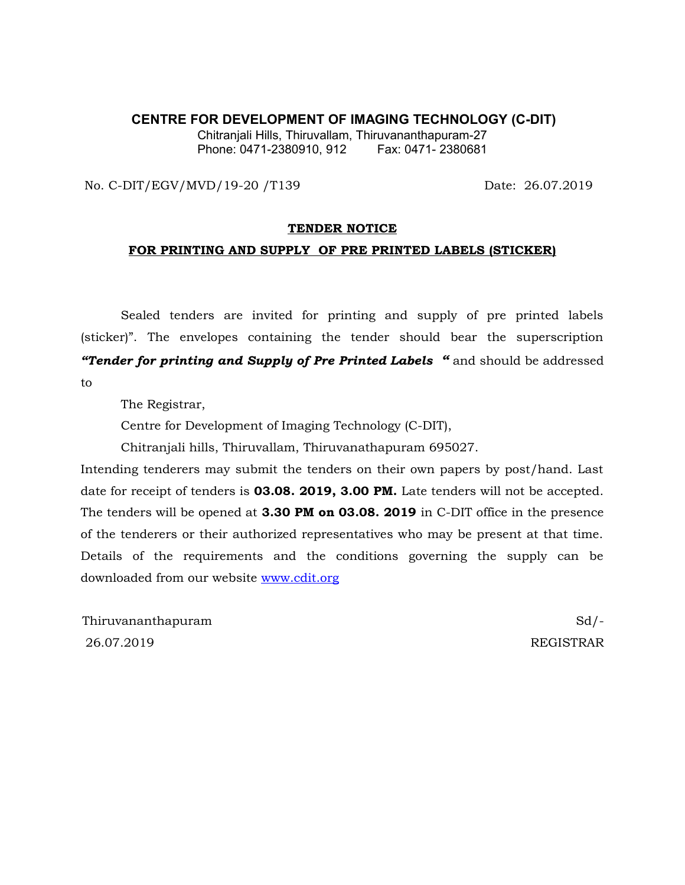# CENTRE FOR DEVELOPMENT OF IMAGING TECHNOLOGY (C-DIT)

Chitranjali Hills, Thiruvallam, Thiruvananthapuram-27
Phone: 0471-2380910, 912 Fax: 0471- 2380681

No. C-DIT/EGV/MVD/19-20 /T139 Date: 26.07.2019

## TENDER NOTICE

### FOR PRINTING AND SUPPLY OF PRE PRINTED LABELS (STICKER)

Sealed tenders are invited for printing and supply of pre printed labels (sticker)". The envelopes containing the tender should bear the superscription ***"Tender for printing and Supply of Pre Printed Labels "*** and should be addressed to

The Registrar,
Centre for Development of Imaging Technology (C-DIT),
Chitranjali hills, Thiruvallam, Thiruvanathapuram 695027.

Intending tenderers may submit the tenders on their own papers by post/hand. Last date for receipt of tenders is **03.08. 2019, 3.00 PM.** Late tenders will not be accepted. The tenders will be opened at **3.30 PM on 03.08. 2019** in C-DIT office in the presence of the tenderers or their authorized representatives who may be present at that time. Details of the requirements and the conditions governing the supply can be downloaded from our website www.cdit.org

Thiruvananthapuram Sd/-
26.07.2019 REGISTRAR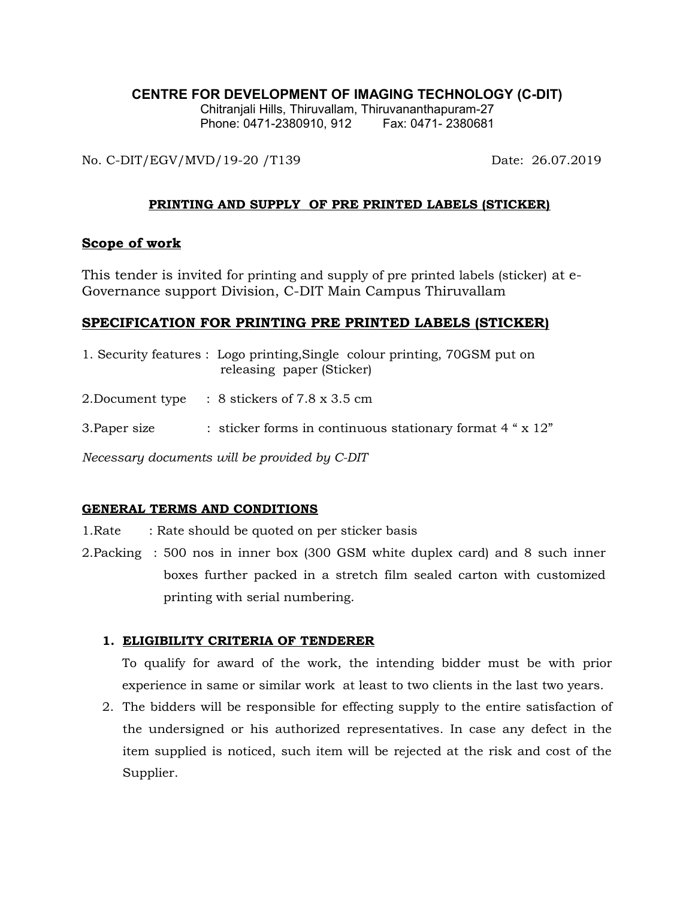**CENTRE FOR DEVELOPMENT OF IMAGING TECHNOLOGY (C-DIT)**
Chitranjali Hills, Thiruvallam, Thiruvananthapuram-27
Phone: 0471-2380910, 912 Fax: 0471- 2380681

No. C-DIT/EGV/MVD/19-20 /T139 Date: 26.07.2019

**PRINTING AND SUPPLY OF PRE PRINTED LABELS (STICKER)**

## Scope of work

This tender is invited for printing and supply of pre printed labels (sticker) at e-Governance support Division, C-DIT Main Campus Thiruvallam

## SPECIFICATION FOR PRINTING PRE PRINTED LABELS (STICKER)

1. Security features : Logo printing,Single colour printing, 70GSM put on releasing paper (Sticker)

2.Document type : 8 stickers of 7.8 x 3.5 cm

3.Paper size : sticker forms in continuous stationary format 4 " x 12"

*Necessary documents will be provided by C-DIT*

## GENERAL TERMS AND CONDITIONS

1.Rate : Rate should be quoted on per sticker basis

2.Packing : 500 nos in inner box (300 GSM white duplex card) and 8 such inner boxes further packed in a stretch film sealed carton with customized printing with serial numbering.

1. **ELIGIBILITY CRITERIA OF TENDERER**

   To qualify for award of the work, the intending bidder must be with prior experience in same or similar work at least to two clients in the last two years.
2. The bidders will be responsible for effecting supply to the entire satisfaction of the undersigned or his authorized representatives. In case any defect in the item supplied is noticed, such item will be rejected at the risk and cost of the Supplier.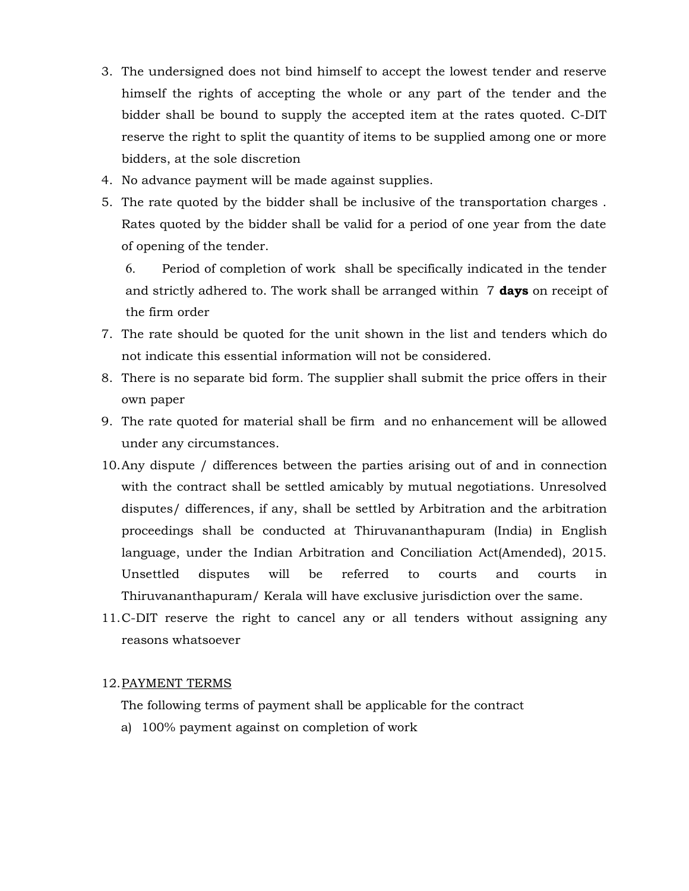3. The undersigned does not bind himself to accept the lowest tender and reserve himself the rights of accepting the whole or any part of the tender and the bidder shall be bound to supply the accepted item at the rates quoted. C-DIT reserve the right to split the quantity of items to be supplied among one or more bidders, at the sole discretion
4. No advance payment will be made against supplies.
5. The rate quoted by the bidder shall be inclusive of the transportation charges . Rates quoted by the bidder shall be valid for a period of one year from the date of opening of the tender.
6. Period of completion of work shall be specifically indicated in the tender and strictly adhered to. The work shall be arranged within 7 **days** on receipt of the firm order
7. The rate should be quoted for the unit shown in the list and tenders which do not indicate this essential information will not be considered.
8. There is no separate bid form. The supplier shall submit the price offers in their own paper
9. The rate quoted for material shall be firm and no enhancement will be allowed under any circumstances.
10. Any dispute / differences between the parties arising out of and in connection with the contract shall be settled amicably by mutual negotiations. Unresolved disputes/ differences, if any, shall be settled by Arbitration and the arbitration proceedings shall be conducted at Thiruvananthapuram (India) in English language, under the Indian Arbitration and Conciliation Act(Amended), 2015. Unsettled disputes will be referred to courts and courts in Thiruvananthapuram/ Kerala will have exclusive jurisdiction over the same.
11. C-DIT reserve the right to cancel any or all tenders without assigning any reasons whatsoever
12. PAYMENT TERMS

    The following terms of payment shall be applicable for the contract

    a) 100% payment against on completion of work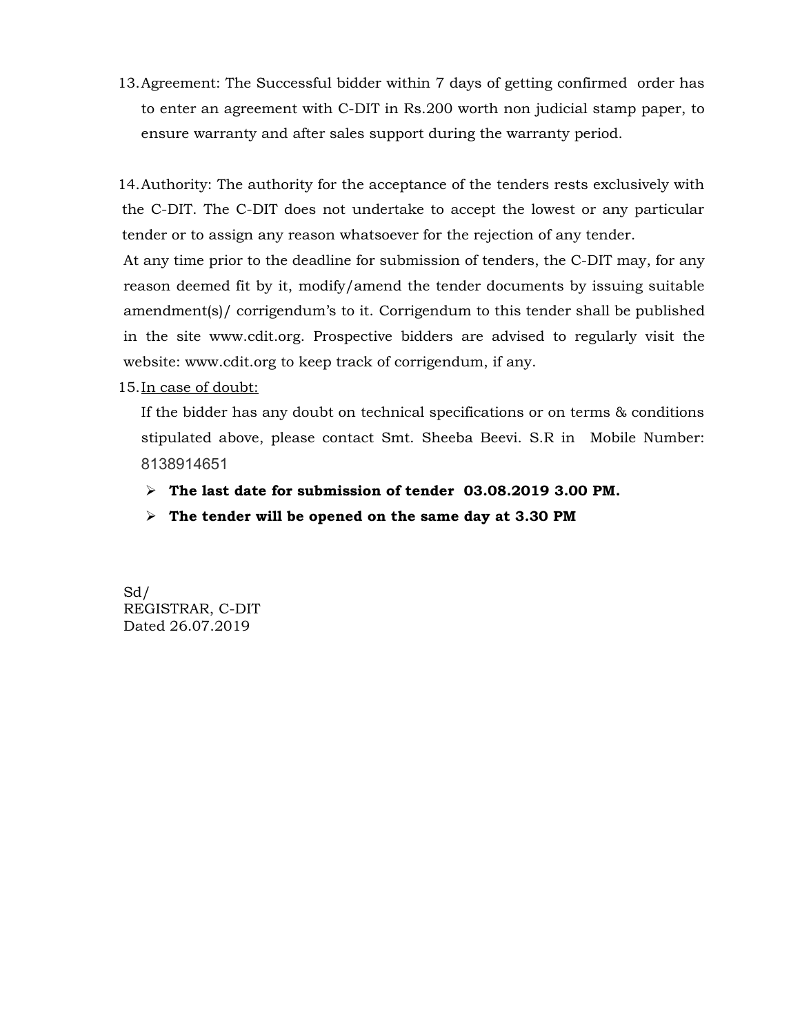13. Agreement: The Successful bidder within 7 days of getting confirmed order has to enter an agreement with C-DIT in Rs.200 worth non judicial stamp paper, to ensure warranty and after sales support during the warranty period.

14. Authority: The authority for the acceptance of the tenders rests exclusively with the C-DIT. The C-DIT does not undertake to accept the lowest or any particular tender or to assign any reason whatsoever for the rejection of any tender.
At any time prior to the deadline for submission of tenders, the C-DIT may, for any reason deemed fit by it, modify/amend the tender documents by issuing suitable amendment(s)/ corrigendum's to it. Corrigendum to this tender shall be published in the site www.cdit.org. Prospective bidders are advised to regularly visit the website: www.cdit.org to keep track of corrigendum, if any.

15. <u>In case of doubt:</u>
If the bidder has any doubt on technical specifications or on terms & conditions stipulated above, please contact Smt. Sheeba Beevi. S.R in Mobile Number: 8138914651

- **The last date for submission of tender 03.08.2019 3.00 PM.**
- **The tender will be opened on the same day at 3.30 PM**

Sd/
REGISTRAR, C-DIT
Dated 26.07.2019